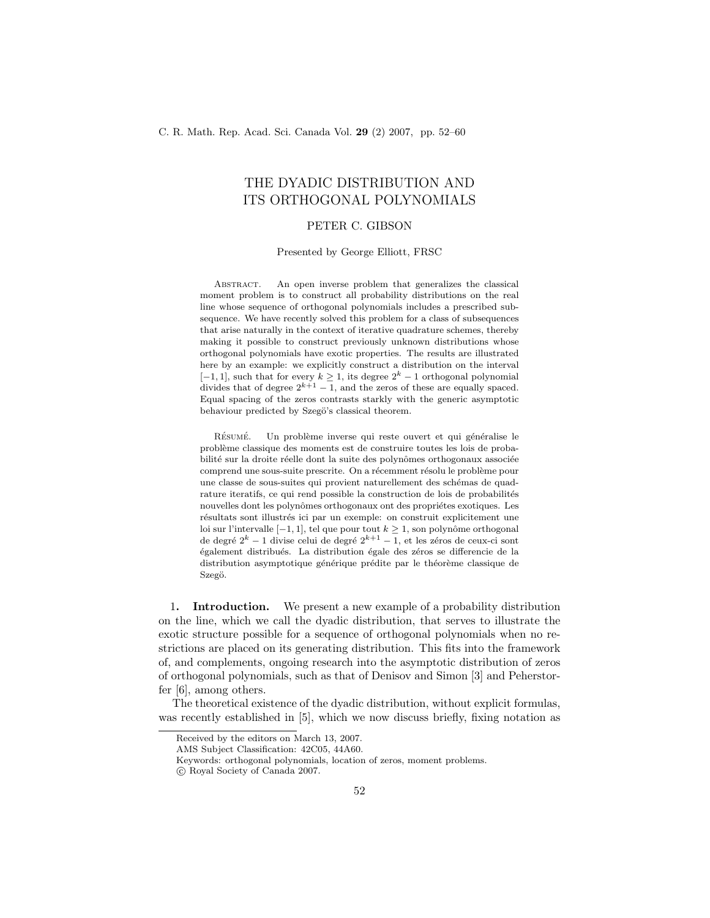# THE DYADIC DISTRIBUTION AND ITS ORTHOGONAL POLYNOMIALS

PETER C. GIBSON

Presented by George Elliott, FRSC

Abstract. An open inverse problem that generalizes the classical moment problem is to construct all probability distributions on the real line whose sequence of orthogonal polynomials includes a prescribed subsequence. We have recently solved this problem for a class of subsequences that arise naturally in the context of iterative quadrature schemes, thereby making it possible to construct previously unknown distributions whose orthogonal polynomials have exotic properties. The results are illustrated here by an example: we explicitly construct a distribution on the interval $[-1, 1]$, such that for every $k \geq 1$, its degree $2^k - 1$ orthogonal polynomial divides that of degree $2^{k+1} - 1$, and the zeros of these are equally spaced. Equal spacing of the zeros contrasts starkly with the generic asymptotic behaviour predicted by Szegö's classical theorem.

Résumé. Un problème inverse qui reste ouvert et qui généralise le problème classique des moments est de construire toutes les lois de probabilité sur la droite réelle dont la suite des polynômes orthogonaux associée comprend une sous-suite prescrite. On a récemment résolu le problème pour une classe de sous-suites qui provient naturellement des schémas de quadrature iteratifs, ce qui rend possible la construction de lois de probabilités nouvelles dont les polynômes orthogonaux ont des propriétes exotiques. Les résultats sont illustrés ici par un exemple: on construit explicitement une loi sur l'intervalle $[-1, 1]$, tel que pour tout $k \geq 1$, son polynôme orthogonal de degré $2^k - 1$ divise celui de degré $2^{k+1} - 1$, et les zéros de ceux-ci sont également distribués. La distribution égale des zéros se differencie de la distribution asymptotique générique prédite par le théorème classique de Szegö.

**1. Introduction.** We present a new example of a probability distribution on the line, which we call the dyadic distribution, that serves to illustrate the exotic structure possible for a sequence of orthogonal polynomials when no restrictions are placed on its generating distribution. This fits into the framework of, and complements, ongoing research into the asymptotic distribution of zeros of orthogonal polynomials, such as that of Denisov and Simon [3] and Peherstorfer [6], among others.

The theoretical existence of the dyadic distribution, without explicit formulas, was recently established in [5], which we now discuss briefly, fixing notation as

---

Received by the editors on March 13, 2007.

AMS Subject Classification: 42C05, 44A60.

Keywords: orthogonal polynomials, location of zeros, moment problems.

© Royal Society of Canada 2007.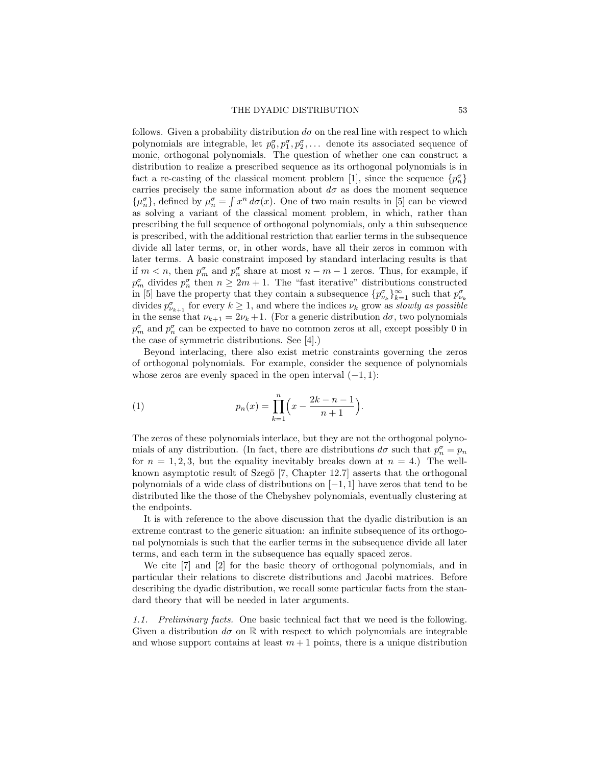follows. Given a probability distribution $d\sigma$ on the real line with respect to which polynomials are integrable, let $p_0^\sigma, p_1^\sigma, p_2^\sigma, \ldots$ denote its associated sequence of monic, orthogonal polynomials. The question of whether one can construct a distribution to realize a prescribed sequence as its orthogonal polynomials is in fact a re-casting of the classical moment problem [1], since the sequence $\{p_n^\sigma\}$ carries precisely the same information about $d\sigma$ as does the moment sequence $\{\mu_n^\sigma\}$, defined by $\mu_n^\sigma = \int x^n \, d\sigma(x)$. One of two main results in [5] can be viewed as solving a variant of the classical moment problem, in which, rather than prescribing the full sequence of orthogonal polynomials, only a thin subsequence is prescribed, with the additional restriction that earlier terms in the subsequence divide all later terms, or, in other words, have all their zeros in common with later terms. A basic constraint imposed by standard interlacing results is that if $m < n$, then $p_m^\sigma$ and $p_n^\sigma$ share at most $n - m - 1$ zeros. Thus, for example, if $p_m^\sigma$ divides $p_n^\sigma$ then $n \geq 2m + 1$. The "fast iterative" distributions constructed in [5] have the property that they contain a subsequence $\{p_{\nu_k}^\sigma\}_{k=1}^\infty$ such that $p_{\nu_k}^\sigma$ divides $p_{\nu_{k+1}}^\sigma$ for every $k \geq 1$, and where the indices $\nu_k$ grow as *slowly as possible* in the sense that $\nu_{k+1} = 2\nu_k + 1$. (For a generic distribution $d\sigma$, two polynomials $p_m^\sigma$ and $p_n^\sigma$ can be expected to have no common zeros at all, except possibly 0 in the case of symmetric distributions. See [4].)

Beyond interlacing, there also exist metric constraints governing the zeros of orthogonal polynomials. For example, consider the sequence of polynomials whose zeros are evenly spaced in the open interval $(-1, 1)$:

$$p_n(x) = \prod_{k=1}^{n} \Big( x - \frac{2k - n - 1}{n + 1} \Big). \tag{1}$$

The zeros of these polynomials interlace, but they are not the orthogonal polynomials of any distribution. (In fact, there are distributions $d\sigma$ such that $p_n^\sigma = p_n$ for $n = 1, 2, 3$, but the equality inevitably breaks down at $n = 4$.) The well-known asymptotic result of Szegö [7, Chapter 12.7] asserts that the orthogonal polynomials of a wide class of distributions on $[-1, 1]$ have zeros that tend to be distributed like the those of the Chebyshev polynomials, eventually clustering at the endpoints.

It is with reference to the above discussion that the dyadic distribution is an extreme contrast to the generic situation: an infinite subsequence of its orthogonal polynomials is such that the earlier terms in the subsequence divide all later terms, and each term in the subsequence has equally spaced zeros.

We cite [7] and [2] for the basic theory of orthogonal polynomials, and in particular their relations to discrete distributions and Jacobi matrices. Before describing the dyadic distribution, we recall some particular facts from the standard theory that will be needed in later arguments.

*1.1. Preliminary facts.* One basic technical fact that we need is the following. Given a distribution $d\sigma$ on $\mathbb{R}$ with respect to which polynomials are integrable and whose support contains at least $m + 1$ points, there is a unique distribution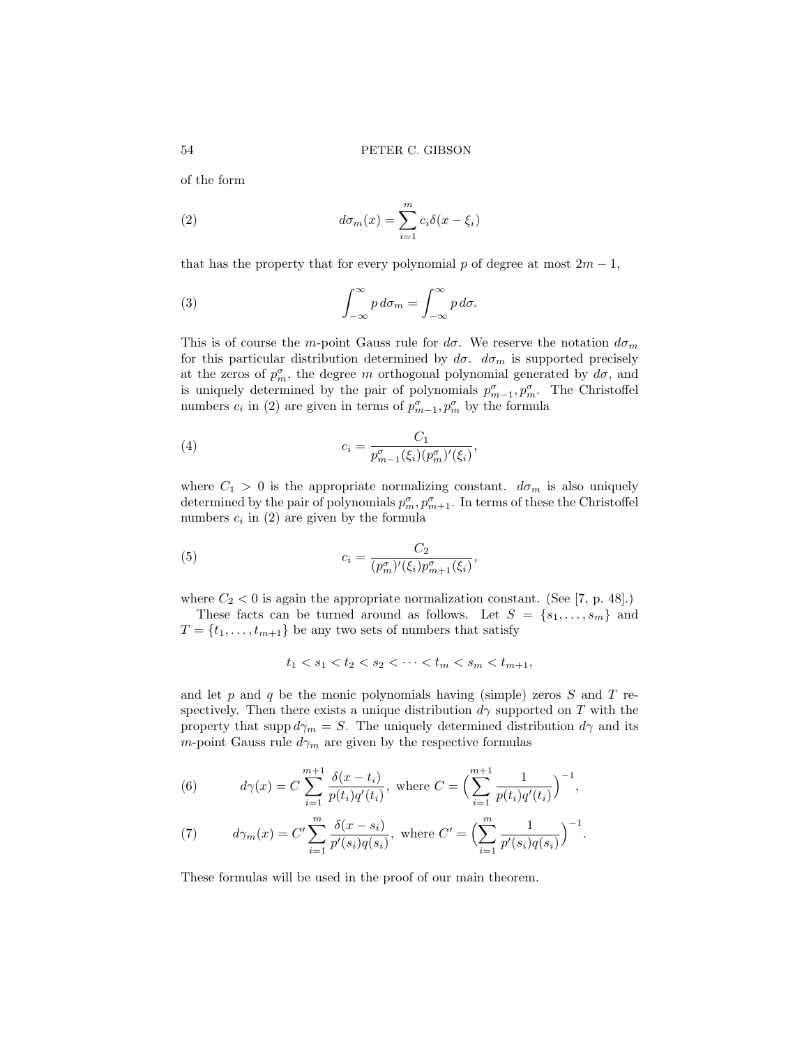of the form

$$d\sigma_m(x) = \sum_{i=1}^{m} c_i \delta(x - \xi_i) \tag{2}$$

that has the property that for every polynomial $p$ of degree at most $2m - 1$,

$$\int_{-\infty}^{\infty} p \, d\sigma_m = \int_{-\infty}^{\infty} p \, d\sigma. \tag{3}$$

This is of course the $m$-point Gauss rule for $d\sigma$. We reserve the notation $d\sigma_m$ for this particular distribution determined by $d\sigma$. $d\sigma_m$ is supported precisely at the zeros of $p_m^\sigma$, the degree $m$ orthogonal polynomial generated by $d\sigma$, and is uniquely determined by the pair of polynomials $p_{m-1}^\sigma, p_m^\sigma$. The Christoffel numbers $c_i$ in (2) are given in terms of $p_{m-1}^\sigma, p_m^\sigma$ by the formula

$$c_i = \frac{C_1}{p_{m-1}^\sigma(\xi_i)(p_m^\sigma)'(\xi_i)}, \tag{4}$$

where $C_1 > 0$ is the appropriate normalizing constant. $d\sigma_m$ is also uniquely determined by the pair of polynomials $p_m^\sigma, p_{m+1}^\sigma$. In terms of these the Christoffel numbers $c_i$ in (2) are given by the formula

$$c_i = \frac{C_2}{(p_m^\sigma)'(\xi_i) p_{m+1}^\sigma(\xi_i)}, \tag{5}$$

where $C_2 < 0$ is again the appropriate normalization constant. (See [7, p. 48].)

These facts can be turned around as follows. Let $S = \{s_1, \ldots, s_m\}$ and $T = \{t_1, \ldots, t_{m+1}\}$ be any two sets of numbers that satisfy

$$t_1 < s_1 < t_2 < s_2 < \cdots < t_m < s_m < t_{m+1},$$

and let $p$ and $q$ be the monic polynomials having (simple) zeros $S$ and $T$ respectively. Then there exists a unique distribution $d\gamma$ supported on $T$ with the property that $\operatorname{supp} d\gamma_m = S$. The uniquely determined distribution $d\gamma$ and its $m$-point Gauss rule $d\gamma_m$ are given by the respective formulas

$$d\gamma(x) = C \sum_{i=1}^{m+1} \frac{\delta(x - t_i)}{p(t_i) q'(t_i)}, \text{ where } C = \Big( \sum_{i=1}^{m+1} \frac{1}{p(t_i) q'(t_i)} \Big)^{-1}, \tag{6}$$

$$d\gamma_m(x) = C' \sum_{i=1}^{m} \frac{\delta(x - s_i)}{p'(s_i) q(s_i)}, \text{ where } C' = \Big( \sum_{i=1}^{m} \frac{1}{p'(s_i) q(s_i)} \Big)^{-1}. \tag{7}$$

These formulas will be used in the proof of our main theorem.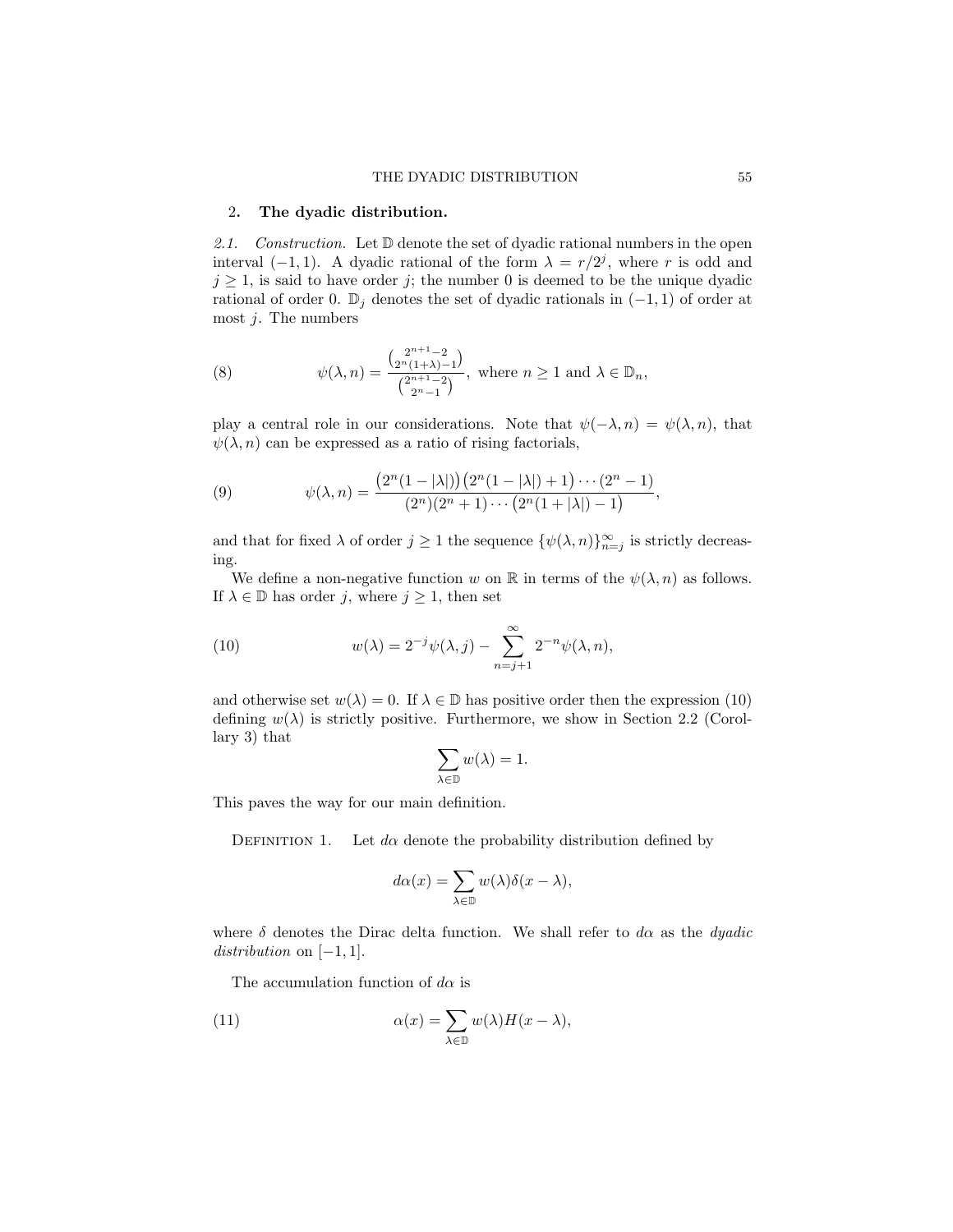## 2. The dyadic distribution.

*2.1. Construction.* Let $\mathbb{D}$ denote the set of dyadic rational numbers in the open interval $(-1, 1)$. A dyadic rational of the form $\lambda = r/2^j$, where $r$ is odd and $j \geq 1$, is said to have order $j$; the number 0 is deemed to be the unique dyadic rational of order 0. $\mathbb{D}_j$ denotes the set of dyadic rationals in $(-1, 1)$ of order at most $j$. The numbers

$$\psi(\lambda, n) = \frac{\binom{2^{n+1}-2}{2^n(1+\lambda)-1}}{\binom{2^{n+1}-2}{2^n-1}}, \text{ where } n \geq 1 \text{ and } \lambda \in \mathbb{D}_n, \tag{8}$$

play a central role in our considerations. Note that $\psi(-\lambda, n) = \psi(\lambda, n)$, that $\psi(\lambda, n)$ can be expressed as a ratio of rising factorials,

$$\psi(\lambda, n) = \frac{\big(2^n(1-|\lambda|)\big)\big(2^n(1-|\lambda|)+1\big)\cdots(2^n-1)}{(2^n)(2^n+1)\cdots\big(2^n(1+|\lambda|)-1\big)}, \tag{9}$$

and that for fixed $\lambda$ of order $j \geq 1$ the sequence $\{\psi(\lambda, n)\}_{n=j}^{\infty}$ is strictly decreasing.

We define a non-negative function $w$ on $\mathbb{R}$ in terms of the $\psi(\lambda, n)$ as follows. If $\lambda \in \mathbb{D}$ has order $j$, where $j \geq 1$, then set

$$w(\lambda) = 2^{-j}\psi(\lambda, j) - \sum_{n=j+1}^{\infty} 2^{-n}\psi(\lambda, n), \tag{10}$$

and otherwise set $w(\lambda) = 0$. If $\lambda \in \mathbb{D}$ has positive order then the expression (10) defining $w(\lambda)$ is strictly positive. Furthermore, we show in Section 2.2 (Corollary 3) that

$$\sum_{\lambda \in \mathbb{D}} w(\lambda) = 1.$$

This paves the way for our main definition.

Definition 1. Let $d\alpha$ denote the probability distribution defined by

$$d\alpha(x) = \sum_{\lambda \in \mathbb{D}} w(\lambda)\delta(x - \lambda),$$

where $\delta$ denotes the Dirac delta function. We shall refer to $d\alpha$ as the *dyadic distribution* on $[-1, 1]$.

The accumulation function of $d\alpha$ is

$$\alpha(x) = \sum_{\lambda \in \mathbb{D}} w(\lambda)H(x - \lambda), \tag{11}$$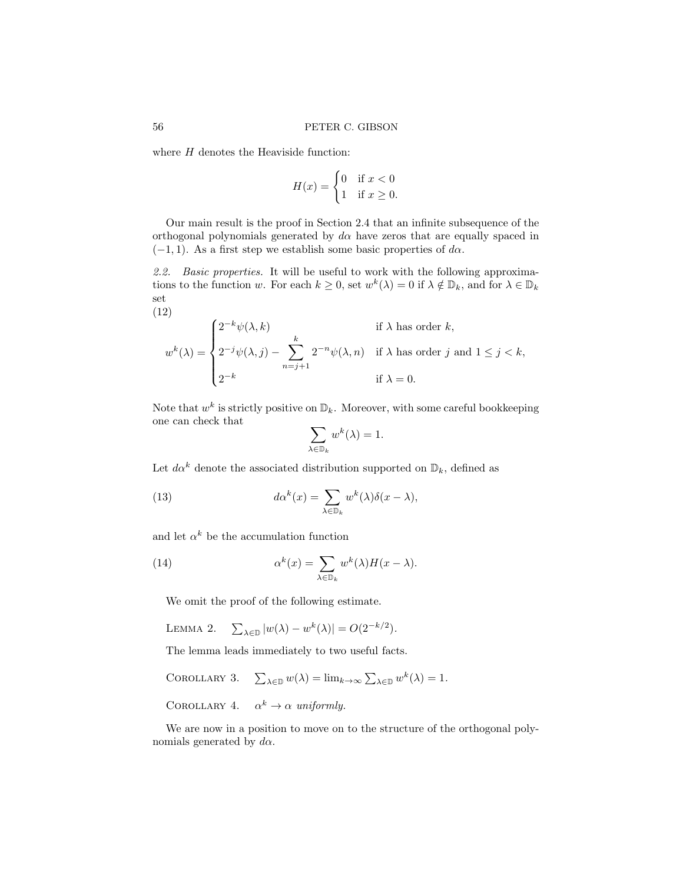where $H$ denotes the Heaviside function:

$$H(x) = \begin{cases} 0 & \text{if } x < 0 \\ 1 & \text{if } x \geq 0. \end{cases}$$

Our main result is the proof in Section 2.4 that an infinite subsequence of the orthogonal polynomials generated by $d\alpha$ have zeros that are equally spaced in $(-1, 1)$. As a first step we establish some basic properties of $d\alpha$.

*2.2. Basic properties.* It will be useful to work with the following approximations to the function $w$. For each $k \geq 0$, set $w^k(\lambda) = 0$ if $\lambda \notin \mathbb{D}_k$, and for $\lambda \in \mathbb{D}_k$ set

$$w^k(\lambda) = \begin{cases} 2^{-k}\psi(\lambda, k) & \text{if } \lambda \text{ has order } k, \\ 2^{-j}\psi(\lambda, j) - \displaystyle\sum_{n=j+1}^{k} 2^{-n}\psi(\lambda, n) & \text{if } \lambda \text{ has order } j \text{ and } 1 \leq j < k, \\ 2^{-k} & \text{if } \lambda = 0. \end{cases} \tag{12}$$

Note that $w^k$ is strictly positive on $\mathbb{D}_k$. Moreover, with some careful bookkeeping one can check that

$$\sum_{\lambda \in \mathbb{D}_k} w^k(\lambda) = 1.$$

Let $d\alpha^k$ denote the associated distribution supported on $\mathbb{D}_k$, defined as

$$d\alpha^k(x) = \sum_{\lambda \in \mathbb{D}_k} w^k(\lambda)\delta(x - \lambda), \tag{13}$$

and let $\alpha^k$ be the accumulation function

$$\alpha^k(x) = \sum_{\lambda \in \mathbb{D}_k} w^k(\lambda)H(x - \lambda). \tag{14}$$

We omit the proof of the following estimate.

LEMMA 2. $\sum_{\lambda \in \mathbb{D}} |w(\lambda) - w^k(\lambda)| = O(2^{-k/2})$.

The lemma leads immediately to two useful facts.

COROLLARY 3. $\sum_{\lambda \in \mathbb{D}} w(\lambda) = \lim_{k \to \infty} \sum_{\lambda \in \mathbb{D}} w^k(\lambda) = 1$.

COROLLARY 4. *$\alpha^k \to \alpha$ uniformly.*

We are now in a position to move on to the structure of the orthogonal polynomials generated by $d\alpha$.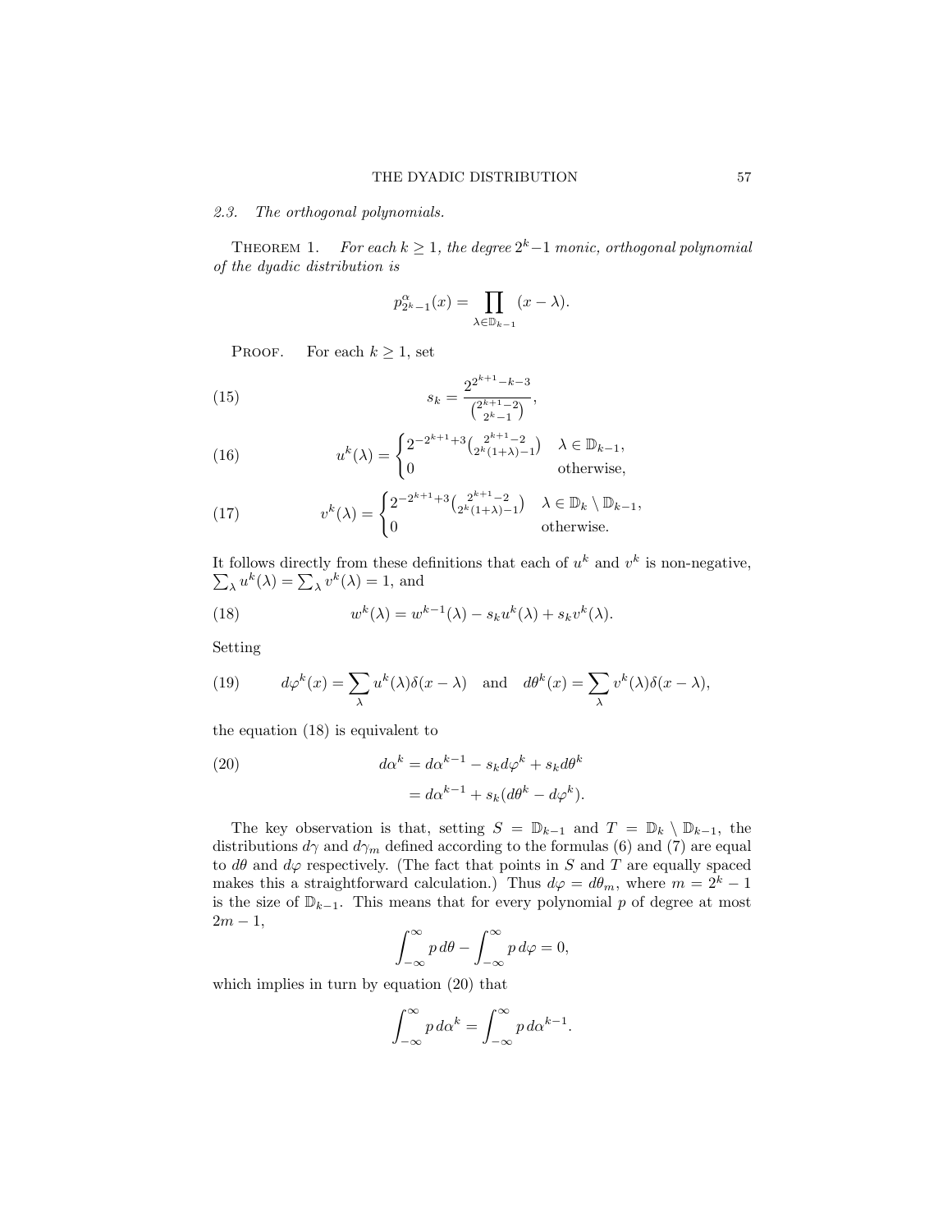*2.3. The orthogonal polynomials.*

THEOREM 1. *For each $k \geq 1$, the degree $2^k - 1$ monic, orthogonal polynomial of the dyadic distribution is*

$$p^{\alpha}_{2^k-1}(x) = \prod_{\lambda \in \mathbb{D}_{k-1}} (x - \lambda).$$

PROOF. For each $k \geq 1$, set

$$s_k = \frac{2^{2^{k+1}-k-3}}{\binom{2^{k+1}-2}{2^k-1}}, \tag{15}$$

$$u^k(\lambda) = \begin{cases} 2^{-2^{k+1}+3}\binom{2^{k+1}-2}{2^k(1+\lambda)-1} & \lambda \in \mathbb{D}_{k-1}, \\ 0 & \text{otherwise,} \end{cases} \tag{16}$$

$$v^k(\lambda) = \begin{cases} 2^{-2^{k+1}+3}\binom{2^{k+1}-2}{2^k(1+\lambda)-1} & \lambda \in \mathbb{D}_k \setminus \mathbb{D}_{k-1}, \\ 0 & \text{otherwise.} \end{cases} \tag{17}$$

It follows directly from these definitions that each of $u^k$ and $v^k$ is non-negative, $\sum_\lambda u^k(\lambda) = \sum_\lambda v^k(\lambda) = 1$, and

$$w^k(\lambda) = w^{k-1}(\lambda) - s_k u^k(\lambda) + s_k v^k(\lambda). \tag{18}$$

Setting

$$d\varphi^k(x) = \sum_\lambda u^k(\lambda)\delta(x - \lambda) \quad \text{and} \quad d\theta^k(x) = \sum_\lambda v^k(\lambda)\delta(x - \lambda), \tag{19}$$

the equation (18) is equivalent to

$$\begin{aligned} d\alpha^k &= d\alpha^{k-1} - s_k d\varphi^k + s_k d\theta^k \\ &= d\alpha^{k-1} + s_k(d\theta^k - d\varphi^k). \end{aligned} \tag{20}$$

The key observation is that, setting $S = \mathbb{D}_{k-1}$ and $T = \mathbb{D}_k \setminus \mathbb{D}_{k-1}$, the distributions $d\gamma$ and $d\gamma_m$ defined according to the formulas (6) and (7) are equal to $d\theta$ and $d\varphi$ respectively. (The fact that points in $S$ and $T$ are equally spaced makes this a straightforward calculation.) Thus $d\varphi = d\theta_m$, where $m = 2^k - 1$ is the size of $\mathbb{D}_{k-1}$. This means that for every polynomial $p$ of degree at most $2m - 1$,

$$\int_{-\infty}^{\infty} p\, d\theta - \int_{-\infty}^{\infty} p\, d\varphi = 0,$$

which implies in turn by equation (20) that

$$\int_{-\infty}^{\infty} p\, d\alpha^k = \int_{-\infty}^{\infty} p\, d\alpha^{k-1}.$$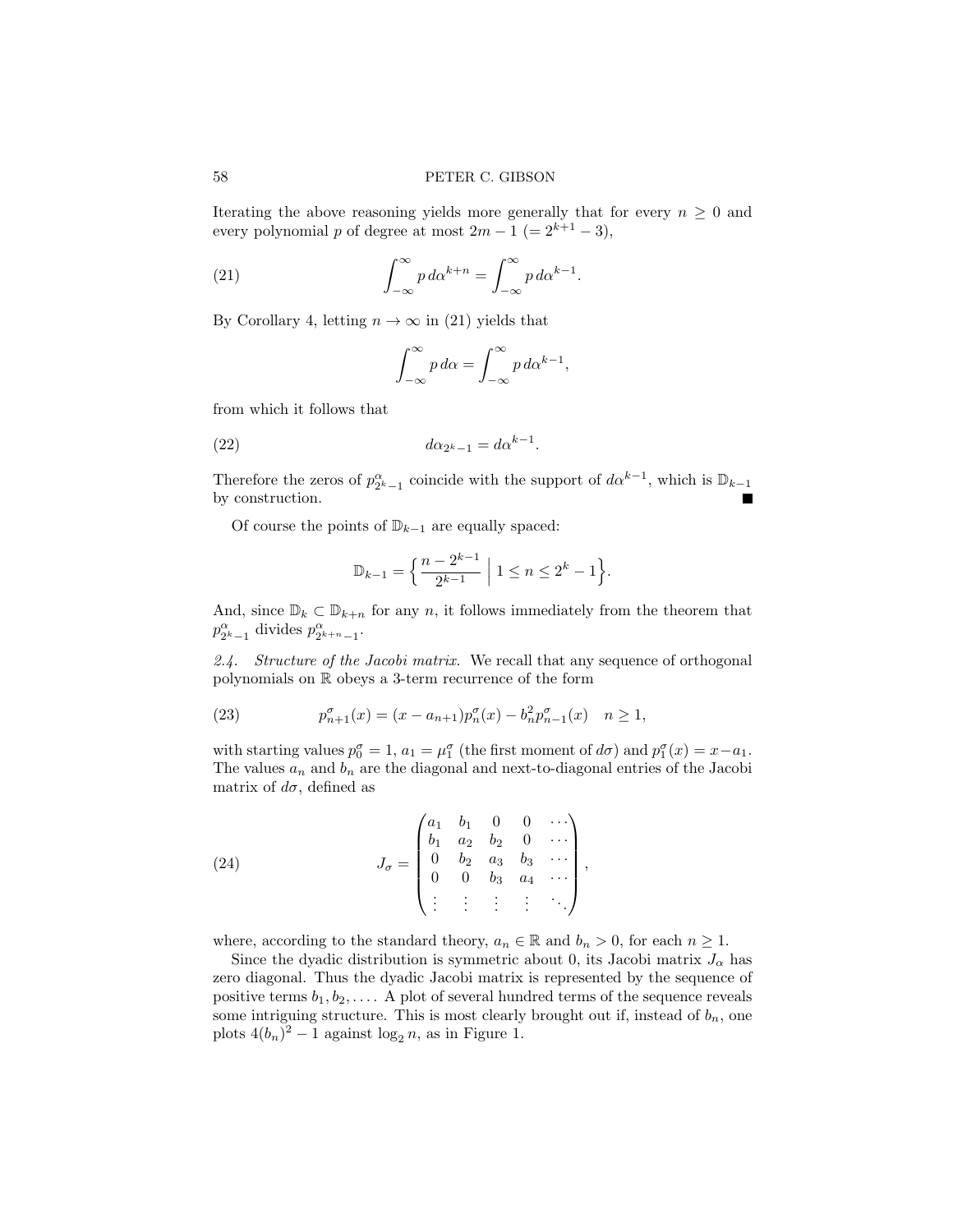Iterating the above reasoning yields more generally that for every $n \geq 0$ and every polynomial $p$ of degree at most $2m - 1$ $(= 2^{k+1} - 3)$,

$$\int_{-\infty}^{\infty} p \, d\alpha^{k+n} = \int_{-\infty}^{\infty} p \, d\alpha^{k-1}. \tag{21}$$

By Corollary 4, letting $n \to \infty$ in (21) yields that

$$\int_{-\infty}^{\infty} p \, d\alpha = \int_{-\infty}^{\infty} p \, d\alpha^{k-1},$$

from which it follows that

$$d\alpha_{2^k-1} = d\alpha^{k-1}. \tag{22}$$

Therefore the zeros of $p^{\alpha}_{2^k-1}$ coincide with the support of $d\alpha^{k-1}$, which is $\mathbb{D}_{k-1}$ by construction. ∎

Of course the points of $\mathbb{D}_{k-1}$ are equally spaced:

$$\mathbb{D}_{k-1} = \Big\{ \frac{n - 2^{k-1}}{2^{k-1}} \;\Big|\; 1 \leq n \leq 2^k - 1 \Big\}.$$

And, since $\mathbb{D}_k \subset \mathbb{D}_{k+n}$ for any $n$, it follows immediately from the theorem that $p^{\alpha}_{2^k-1}$ divides $p^{\alpha}_{2^{k+n}-1}$.

*2.4. Structure of the Jacobi matrix.* We recall that any sequence of orthogonal polynomials on $\mathbb{R}$ obeys a 3-term recurrence of the form

$$p^{\sigma}_{n+1}(x) = (x - a_{n+1}) p^{\sigma}_n(x) - b_n^2 p^{\sigma}_{n-1}(x) \quad n \geq 1, \tag{23}$$

with starting values $p^{\sigma}_0 = 1$, $a_1 = \mu^{\sigma}_1$ (the first moment of $d\sigma$) and $p^{\sigma}_1(x) = x - a_1$. The values $a_n$ and $b_n$ are the diagonal and next-to-diagonal entries of the Jacobi matrix of $d\sigma$, defined as

$$J_{\sigma} = \begin{pmatrix} a_1 & b_1 & 0 & 0 & \cdots \\ b_1 & a_2 & b_2 & 0 & \cdots \\ 0 & b_2 & a_3 & b_3 & \cdots \\ 0 & 0 & b_3 & a_4 & \cdots \\ \vdots & \vdots & \vdots & \vdots & \ddots \end{pmatrix}, \tag{24}$$

where, according to the standard theory, $a_n \in \mathbb{R}$ and $b_n > 0$, for each $n \geq 1$.

Since the dyadic distribution is symmetric about 0, its Jacobi matrix $J_{\alpha}$ has zero diagonal. Thus the dyadic Jacobi matrix is represented by the sequence of positive terms $b_1, b_2, \ldots$. A plot of several hundred terms of the sequence reveals some intriguing structure. This is most clearly brought out if, instead of $b_n$, one plots $4(b_n)^2 - 1$ against $\log_2 n$, as in Figure 1.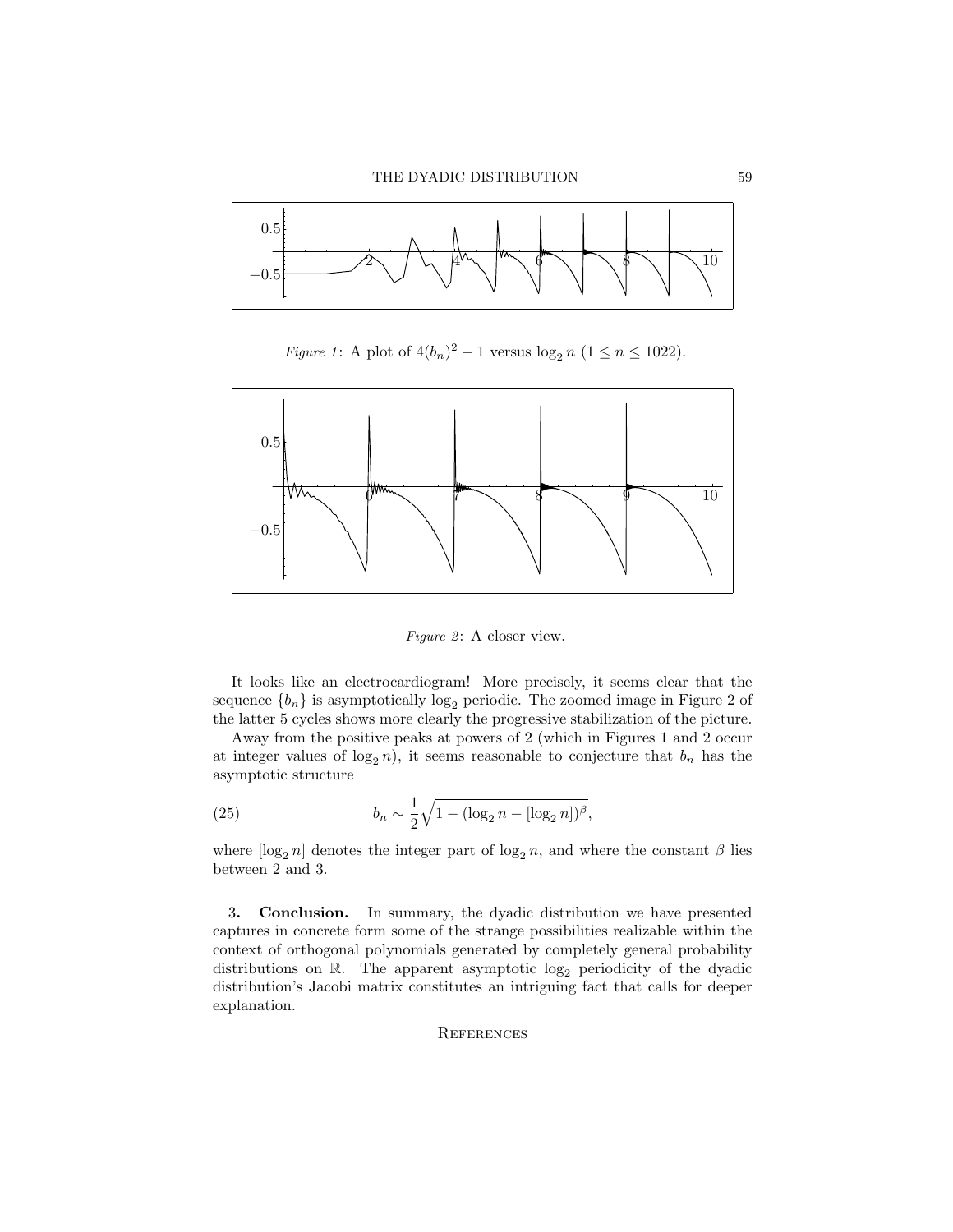*Figure 1*: A plot of $4(b_n)^2 - 1$ versus $\log_2 n$ $(1 \le n \le 1022)$.

*Figure 2*: A closer view.

It looks like an electrocardiogram! More precisely, it seems clear that the sequence $\{b_n\}$ is asymptotically $\log_2$ periodic. The zoomed image in Figure 2 of the latter 5 cycles shows more clearly the progressive stabilization of the picture.

Away from the positive peaks at powers of 2 (which in Figures 1 and 2 occur at integer values of $\log_2 n$), it seems reasonable to conjecture that $b_n$ has the asymptotic structure

$$b_n \sim \frac{1}{2}\sqrt{1 - (\log_2 n - [\log_2 n])^\beta}, \tag{25}$$

where $[\log_2 n]$ denotes the integer part of $\log_2 n$, and where the constant $\beta$ lies between 2 and 3.

**3. Conclusion.** In summary, the dyadic distribution we have presented captures in concrete form some of the strange possibilities realizable within the context of orthogonal polynomials generated by completely general probability distributions on $\mathbb{R}$. The apparent asymptotic $\log_2$ periodicity of the dyadic distribution's Jacobi matrix constitutes an intriguing fact that calls for deeper explanation.

## References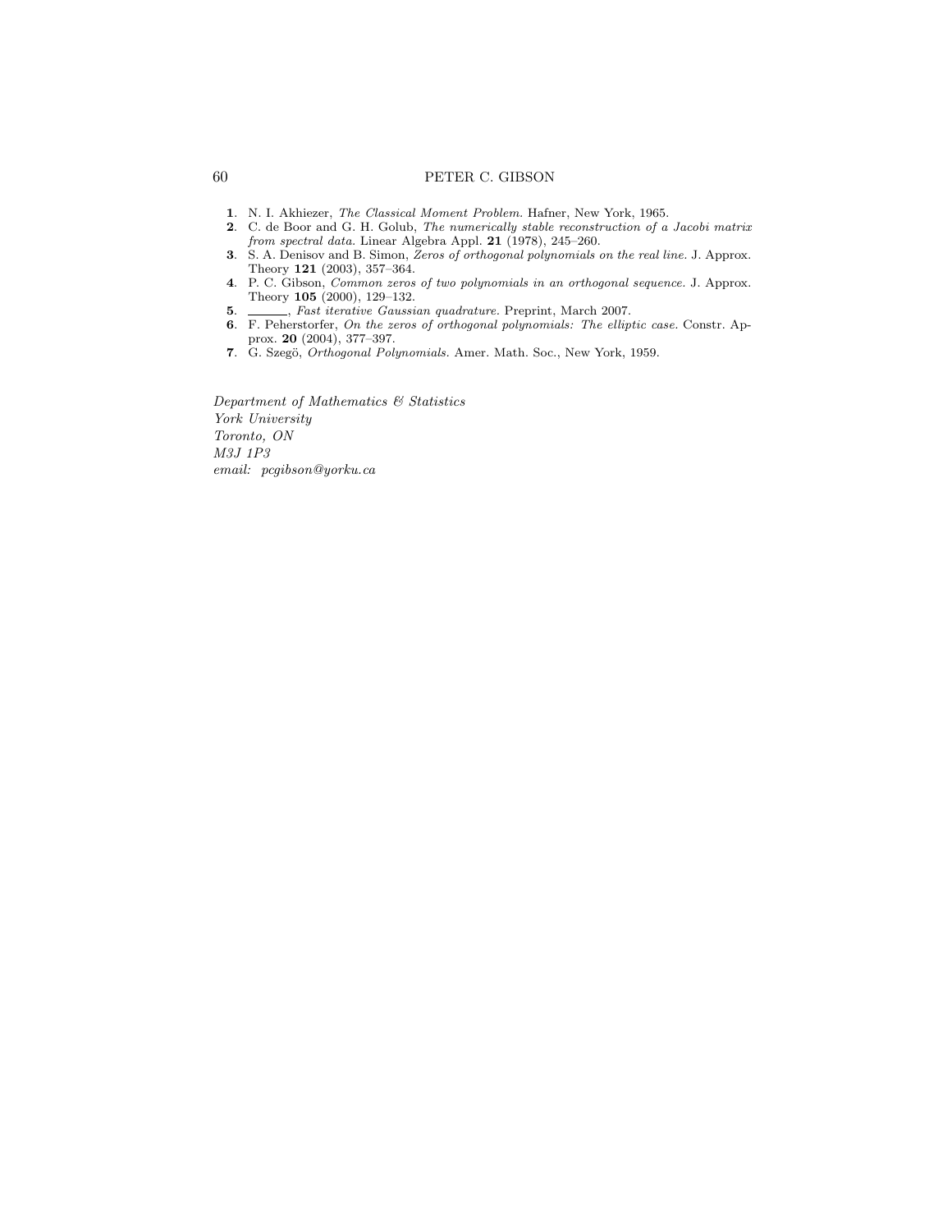**1**. N. I. Akhiezer, *The Classical Moment Problem.* Hafner, New York, 1965.

**2**. C. de Boor and G. H. Golub, *The numerically stable reconstruction of a Jacobi matrix from spectral data.* Linear Algebra Appl. **21** (1978), 245–260.

**3**. S. A. Denisov and B. Simon, *Zeros of orthogonal polynomials on the real line.* J. Approx. Theory **121** (2003), 357–364.

**4**. P. C. Gibson, *Common zeros of two polynomials in an orthogonal sequence.* J. Approx. Theory **105** (2000), 129–132.

**5**. ______, *Fast iterative Gaussian quadrature.* Preprint, March 2007.

**6**. F. Peherstorfer, *On the zeros of orthogonal polynomials: The elliptic case.* Constr. Approx. **20** (2004), 377–397.

**7**. G. Szegö, *Orthogonal Polynomials.* Amer. Math. Soc., New York, 1959.

*Department of Mathematics & Statistics*
*York University*
*Toronto, ON*
*M3J 1P3*
*email: pcgibson@yorku.ca*